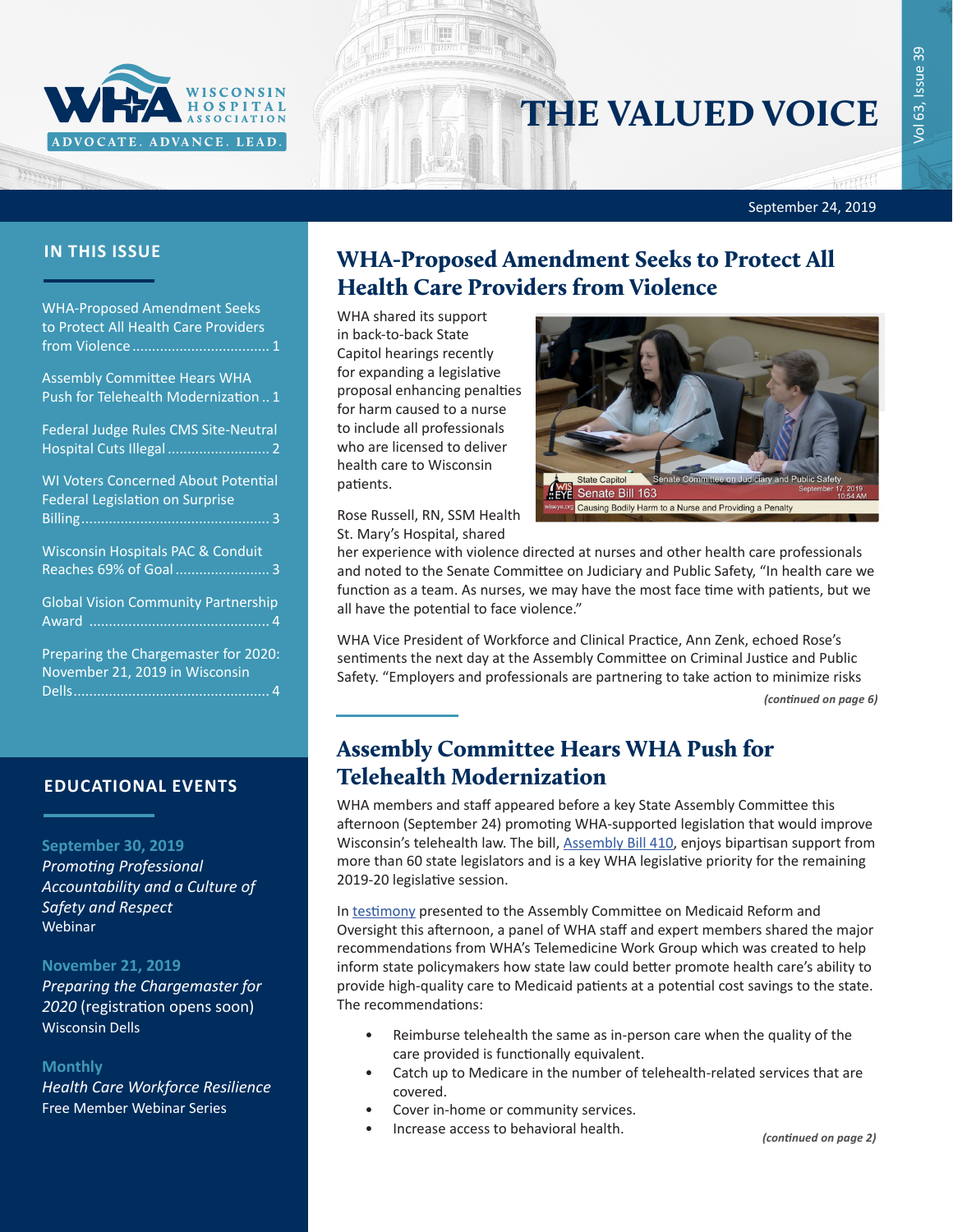# THE VALUED VOICE

September 24, 2019

## IN THIS ISSUE

- WHA-Proposed Amendment Seeks to Protect All Health Care Providers from Violence .......... 1
- Assembly Committee Hears WHA Push for Telehealth Modernization .. 1
- Federal Judge Rules CMS Site-Neutral Hospital Cuts Illegal .......... 2
- WI Voters Concerned About Potential Federal Legislation on Surprise Billing .......... 3
- Wisconsin Hospitals PAC & Conduit Reaches 69% of Goal .......... 3
- Global Vision Community Partnership Award .......... 4
- Preparing the Chargemaster for 2020: November 21, 2019 in Wisconsin Dells .......... 4

## EDUCATIONAL EVENTS

**September 30, 2019**
*Promoting Professional Accountability and a Culture of Safety and Respect*
Webinar

**November 21, 2019**
*Preparing the Chargemaster for 2020* (registration opens soon)
Wisconsin Dells

**Monthly**
*Health Care Workforce Resilience*
Free Member Webinar Series

## WHA-Proposed Amendment Seeks to Protect All Health Care Providers from Violence

WHA shared its support in back-to-back State Capitol hearings recently for expanding a legislative proposal enhancing penalties for harm caused to a nurse to include all professionals who are licensed to deliver health care to Wisconsin patients.

Rose Russell, RN, SSM Health St. Mary's Hospital, shared her experience with violence directed at nurses and other health care professionals and noted to the Senate Committee on Judiciary and Public Safety, "In health care we function as a team. As nurses, we may have the most face time with patients, but we all have the potential to face violence."

WHA Vice President of Workforce and Clinical Practice, Ann Zenk, echoed Rose's sentiments the next day at the Assembly Committee on Criminal Justice and Public Safety. "Employers and professionals are partnering to take action to minimize risks

*(continued on page 6)*

## Assembly Committee Hears WHA Push for Telehealth Modernization

WHA members and staff appeared before a key State Assembly Committee this afternoon (September 24) promoting WHA-supported legislation that would improve Wisconsin's telehealth law. The bill, Assembly Bill 410, enjoys bipartisan support from more than 60 state legislators and is a key WHA legislative priority for the remaining 2019-20 legislative session.

In testimony presented to the Assembly Committee on Medicaid Reform and Oversight this afternoon, a panel of WHA staff and expert members shared the major recommendations from WHA's Telemedicine Work Group which was created to help inform state policymakers how state law could better promote health care's ability to provide high-quality care to Medicaid patients at a potential cost savings to the state. The recommendations:

- Reimburse telehealth the same as in-person care when the quality of the care provided is functionally equivalent.
- Catch up to Medicare in the number of telehealth-related services that are covered.
- Cover in-home or community services.
- Increase access to behavioral health.

*(continued on page 2)*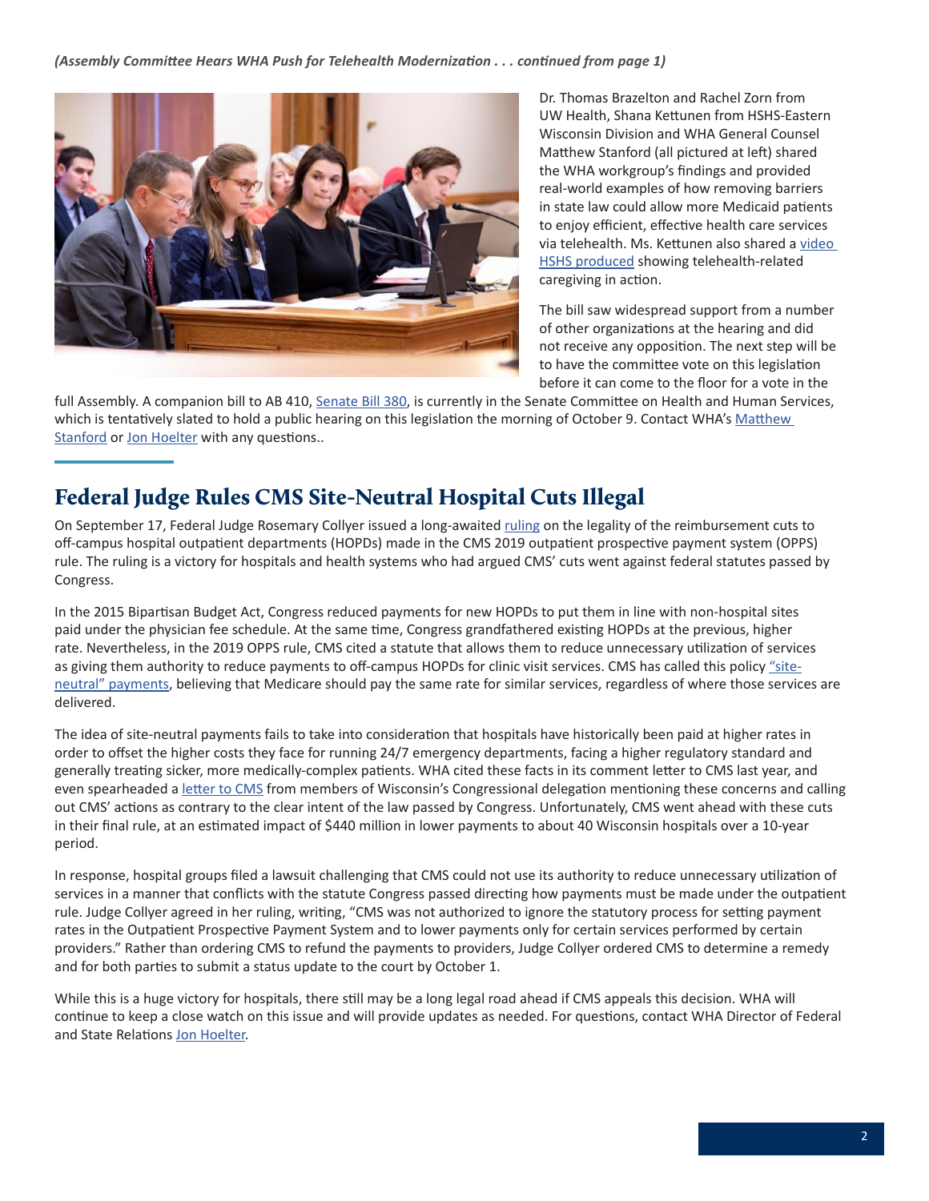*(Assembly Committee Hears WHA Push for Telehealth Modernization . . . continued from page 1)*

Dr. Thomas Brazelton and Rachel Zorn from UW Health, Shana Kettunen from HSHS-Eastern Wisconsin Division and WHA General Counsel Matthew Stanford (all pictured at left) shared the WHA workgroup's findings and provided real-world examples of how removing barriers in state law could allow more Medicaid patients to enjoy efficient, effective health care services via telehealth. Ms. Kettunen also shared a video HSHS produced showing telehealth-related caregiving in action.

The bill saw widespread support from a number of other organizations at the hearing and did not receive any opposition. The next step will be to have the committee vote on this legislation before it can come to the floor for a vote in the full Assembly. A companion bill to AB 410, Senate Bill 380, is currently in the Senate Committee on Health and Human Services, which is tentatively slated to hold a public hearing on this legislation the morning of October 9. Contact WHA's Matthew Stanford or Jon Hoelter with any questions..

## Federal Judge Rules CMS Site-Neutral Hospital Cuts Illegal

On September 17, Federal Judge Rosemary Collyer issued a long-awaited ruling on the legality of the reimbursement cuts to off-campus hospital outpatient departments (HOPDs) made in the CMS 2019 outpatient prospective payment system (OPPS) rule. The ruling is a victory for hospitals and health systems who had argued CMS' cuts went against federal statutes passed by Congress.

In the 2015 Bipartisan Budget Act, Congress reduced payments for new HOPDs to put them in line with non-hospital sites paid under the physician fee schedule. At the same time, Congress grandfathered existing HOPDs at the previous, higher rate. Nevertheless, in the 2019 OPPS rule, CMS cited a statute that allows them to reduce unnecessary utilization of services as giving them authority to reduce payments to off-campus HOPDs for clinic visit services. CMS has called this policy "site-neutral" payments, believing that Medicare should pay the same rate for similar services, regardless of where those services are delivered.

The idea of site-neutral payments fails to take into consideration that hospitals have historically been paid at higher rates in order to offset the higher costs they face for running 24/7 emergency departments, facing a higher regulatory standard and generally treating sicker, more medically-complex patients. WHA cited these facts in its comment letter to CMS last year, and even spearheaded a letter to CMS from members of Wisconsin's Congressional delegation mentioning these concerns and calling out CMS' actions as contrary to the clear intent of the law passed by Congress. Unfortunately, CMS went ahead with these cuts in their final rule, at an estimated impact of $440 million in lower payments to about 40 Wisconsin hospitals over a 10-year period.

In response, hospital groups filed a lawsuit challenging that CMS could not use its authority to reduce unnecessary utilization of services in a manner that conflicts with the statute Congress passed directing how payments must be made under the outpatient rule. Judge Collyer agreed in her ruling, writing, "CMS was not authorized to ignore the statutory process for setting payment rates in the Outpatient Prospective Payment System and to lower payments only for certain services performed by certain providers." Rather than ordering CMS to refund the payments to providers, Judge Collyer ordered CMS to determine a remedy and for both parties to submit a status update to the court by October 1.

While this is a huge victory for hospitals, there still may be a long legal road ahead if CMS appeals this decision. WHA will continue to keep a close watch on this issue and will provide updates as needed. For questions, contact WHA Director of Federal and State Relations Jon Hoelter.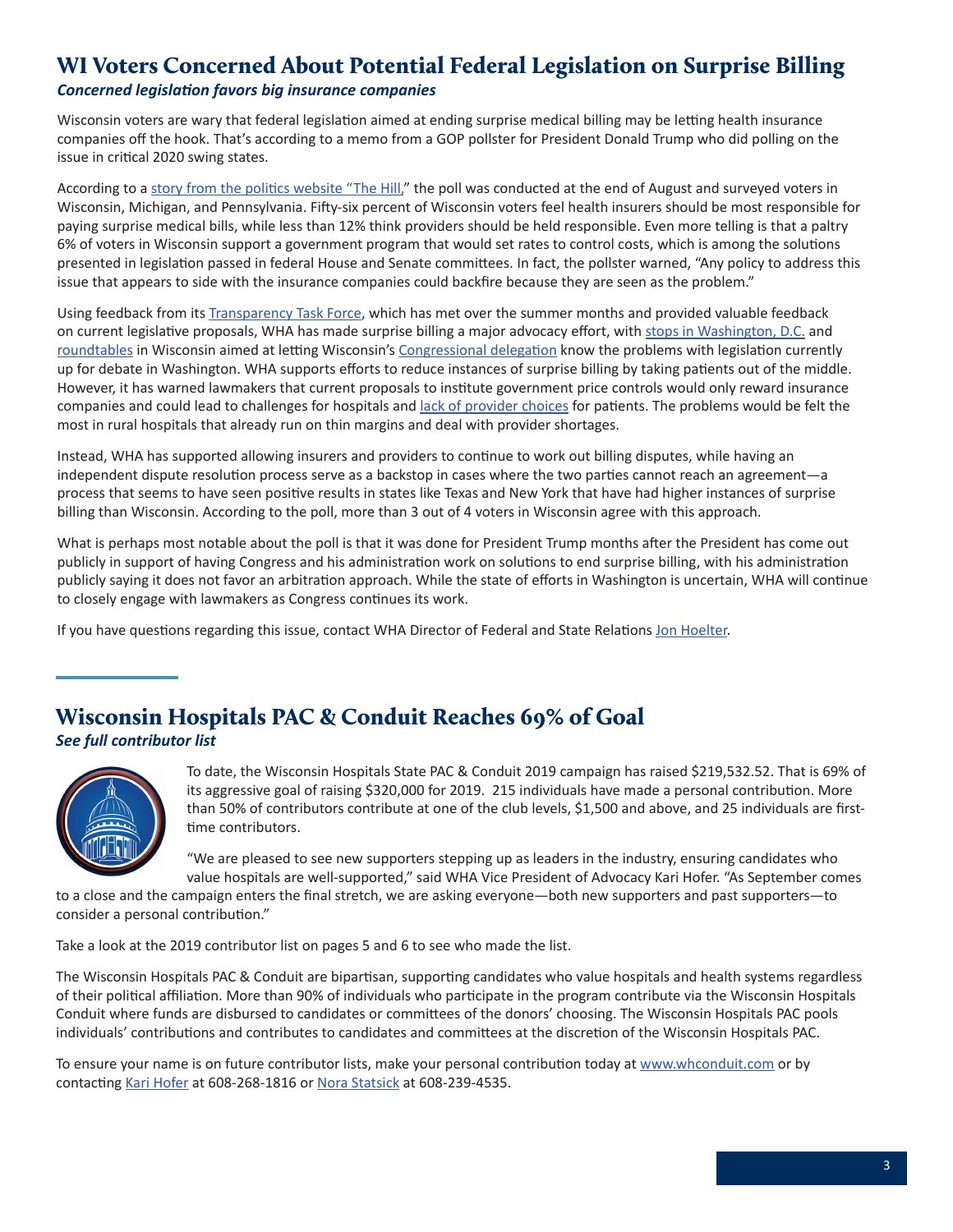# WI Voters Concerned About Potential Federal Legislation on Surprise Billing

***Concerned legislation favors big insurance companies***

Wisconsin voters are wary that federal legislation aimed at ending surprise medical billing may be letting health insurance companies off the hook. That's according to a memo from a GOP pollster for President Donald Trump who did polling on the issue in critical 2020 swing states.

According to a story from the politics website "The Hill," the poll was conducted at the end of August and surveyed voters in Wisconsin, Michigan, and Pennsylvania. Fifty-six percent of Wisconsin voters feel health insurers should be most responsible for paying surprise medical bills, while less than 12% think providers should be held responsible. Even more telling is that a paltry 6% of voters in Wisconsin support a government program that would set rates to control costs, which is among the solutions presented in legislation passed in federal House and Senate committees. In fact, the pollster warned, "Any policy to address this issue that appears to side with the insurance companies could backfire because they are seen as the problem."

Using feedback from its Transparency Task Force, which has met over the summer months and provided valuable feedback on current legislative proposals, WHA has made surprise billing a major advocacy effort, with stops in Washington, D.C. and roundtables in Wisconsin aimed at letting Wisconsin's Congressional delegation know the problems with legislation currently up for debate in Washington. WHA supports efforts to reduce instances of surprise billing by taking patients out of the middle. However, it has warned lawmakers that current proposals to institute government price controls would only reward insurance companies and could lead to challenges for hospitals and lack of provider choices for patients. The problems would be felt the most in rural hospitals that already run on thin margins and deal with provider shortages.

Instead, WHA has supported allowing insurers and providers to continue to work out billing disputes, while having an independent dispute resolution process serve as a backstop in cases where the two parties cannot reach an agreement—a process that seems to have seen positive results in states like Texas and New York that have had higher instances of surprise billing than Wisconsin. According to the poll, more than 3 out of 4 voters in Wisconsin agree with this approach.

What is perhaps most notable about the poll is that it was done for President Trump months after the President has come out publicly in support of having Congress and his administration work on solutions to end surprise billing, with his administration publicly saying it does not favor an arbitration approach. While the state of efforts in Washington is uncertain, WHA will continue to closely engage with lawmakers as Congress continues its work.

If you have questions regarding this issue, contact WHA Director of Federal and State Relations Jon Hoelter.

# Wisconsin Hospitals PAC & Conduit Reaches 69% of Goal

***See full contributor list***

To date, the Wisconsin Hospitals State PAC & Conduit 2019 campaign has raised $219,532.52. That is 69% of its aggressive goal of raising $320,000 for 2019. 215 individuals have made a personal contribution. More than 50% of contributors contribute at one of the club levels, $1,500 and above, and 25 individuals are first-time contributors.

"We are pleased to see new supporters stepping up as leaders in the industry, ensuring candidates who value hospitals are well-supported," said WHA Vice President of Advocacy Kari Hofer. "As September comes to a close and the campaign enters the final stretch, we are asking everyone—both new supporters and past supporters—to consider a personal contribution."

Take a look at the 2019 contributor list on pages 5 and 6 to see who made the list.

The Wisconsin Hospitals PAC & Conduit are bipartisan, supporting candidates who value hospitals and health systems regardless of their political affiliation. More than 90% of individuals who participate in the program contribute via the Wisconsin Hospitals Conduit where funds are disbursed to candidates or committees of the donors' choosing. The Wisconsin Hospitals PAC pools individuals' contributions and contributes to candidates and committees at the discretion of the Wisconsin Hospitals PAC.

To ensure your name is on future contributor lists, make your personal contribution today at www.whconduit.com or by contacting Kari Hofer at 608-268-1816 or Nora Statsick at 608-239-4535.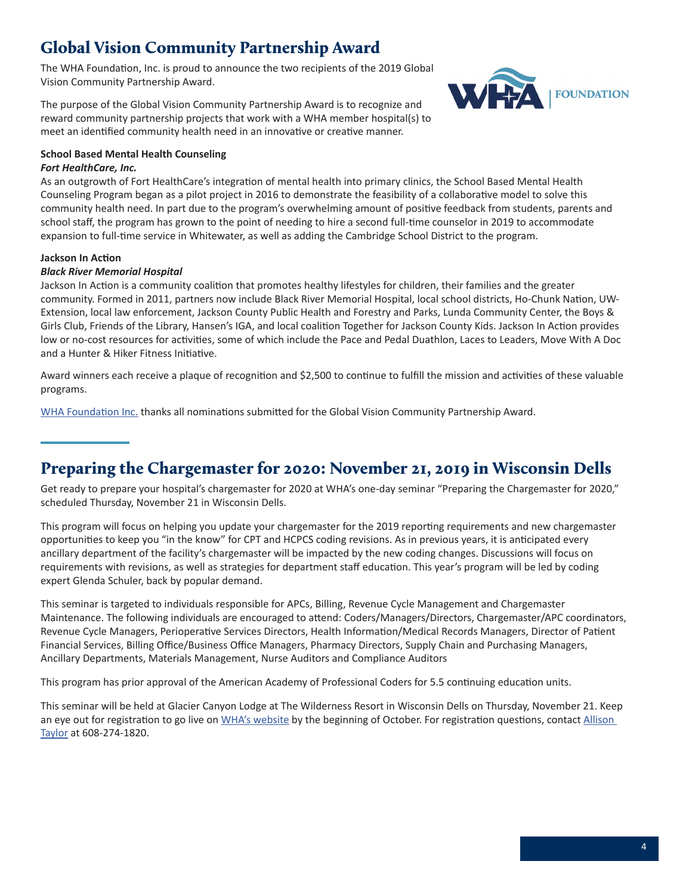## Global Vision Community Partnership Award

The WHA Foundation, Inc. is proud to announce the two recipients of the 2019 Global Vision Community Partnership Award.

The purpose of the Global Vision Community Partnership Award is to recognize and reward community partnership projects that work with a WHA member hospital(s) to meet an identified community health need in an innovative or creative manner.

**School Based Mental Health Counseling**
***Fort HealthCare, Inc.***
As an outgrowth of Fort HealthCare's integration of mental health into primary clinics, the School Based Mental Health Counseling Program began as a pilot project in 2016 to demonstrate the feasibility of a collaborative model to solve this community health need. In part due to the program's overwhelming amount of positive feedback from students, parents and school staff, the program has grown to the point of needing to hire a second full-time counselor in 2019 to accommodate expansion to full-time service in Whitewater, as well as adding the Cambridge School District to the program.

**Jackson In Action**
***Black River Memorial Hospital***
Jackson In Action is a community coalition that promotes healthy lifestyles for children, their families and the greater community. Formed in 2011, partners now include Black River Memorial Hospital, local school districts, Ho-Chunk Nation, UW-Extension, local law enforcement, Jackson County Public Health and Forestry and Parks, Lunda Community Center, the Boys & Girls Club, Friends of the Library, Hansen's IGA, and local coalition Together for Jackson County Kids. Jackson In Action provides low or no-cost resources for activities, some of which include the Pace and Pedal Duathlon, Laces to Leaders, Move With A Doc and a Hunter & Hiker Fitness Initiative.

Award winners each receive a plaque of recognition and $2,500 to continue to fulfill the mission and activities of these valuable programs.

WHA Foundation Inc. thanks all nominations submitted for the Global Vision Community Partnership Award.

## Preparing the Chargemaster for 2020: November 21, 2019 in Wisconsin Dells

Get ready to prepare your hospital's chargemaster for 2020 at WHA's one-day seminar "Preparing the Chargemaster for 2020," scheduled Thursday, November 21 in Wisconsin Dells.

This program will focus on helping you update your chargemaster for the 2019 reporting requirements and new chargemaster opportunities to keep you "in the know" for CPT and HCPCS coding revisions. As in previous years, it is anticipated every ancillary department of the facility's chargemaster will be impacted by the new coding changes. Discussions will focus on requirements with revisions, as well as strategies for department staff education. This year's program will be led by coding expert Glenda Schuler, back by popular demand.

This seminar is targeted to individuals responsible for APCs, Billing, Revenue Cycle Management and Chargemaster Maintenance. The following individuals are encouraged to attend: Coders/Managers/Directors, Chargemaster/APC coordinators, Revenue Cycle Managers, Perioperative Services Directors, Health Information/Medical Records Managers, Director of Patient Financial Services, Billing Office/Business Office Managers, Pharmacy Directors, Supply Chain and Purchasing Managers, Ancillary Departments, Materials Management, Nurse Auditors and Compliance Auditors

This program has prior approval of the American Academy of Professional Coders for 5.5 continuing education units.

This seminar will be held at Glacier Canyon Lodge at The Wilderness Resort in Wisconsin Dells on Thursday, November 21. Keep an eye out for registration to go live on WHA's website by the beginning of October. For registration questions, contact Allison Taylor at 608-274-1820.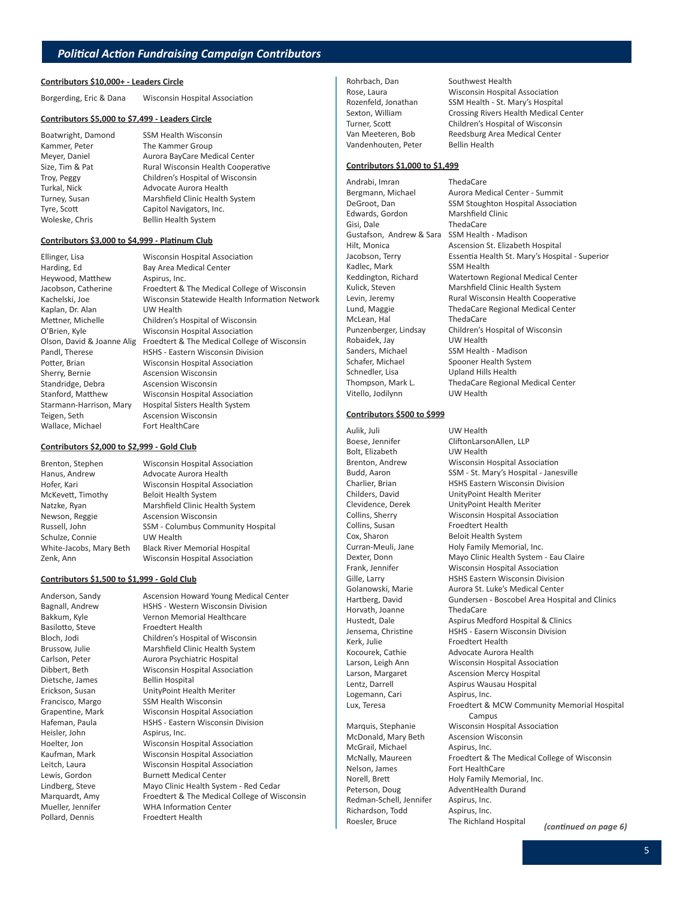## Political Action Fundraising Campaign Contributors

### Contributors $10,000+ - Leaders Circle

| | |
|---|---|
| Borgerding, Eric & Dana | Wisconsin Hospital Association |

### Contributors $5,000 to $7,499 - Leaders Circle

| | |
|---|---|
| Boatwright, Damond | SSM Health Wisconsin |
| Kammer, Peter | The Kammer Group |
| Meyer, Daniel | Aurora BayCare Medical Center |
| Size, Tim & Pat | Rural Wisconsin Health Cooperative |
| Troy, Peggy | Children's Hospital of Wisconsin |
| Turkal, Nick | Advocate Aurora Health |
| Turney, Susan | Marshfield Clinic Health System |
| Tyre, Scott | Capitol Navigators, Inc. |
| Woleske, Chris | Bellin Health System |

### Contributors $3,000 to $4,999 - Platinum Club

| | |
|---|---|
| Ellinger, Lisa | Wisconsin Hospital Association |
| Harding, Ed | Bay Area Medical Center |
| Heywood, Matthew | Aspirus, Inc. |
| Jacobson, Catherine | Froedtert & The Medical College of Wisconsin |
| Kachelski, Joe | Wisconsin Statewide Health Information Network |
| Kaplan, Dr. Alan | UW Health |
| Mettner, Michelle | Children's Hospital of Wisconsin |
| O'Brien, Kyle | Wisconsin Hospital Association |
| Olson, David & Joanne Alig | Froedtert & The Medical College of Wisconsin |
| Pandl, Therese | HSHS - Eastern Wisconsin Division |
| Potter, Brian | Wisconsin Hospital Association |
| Sherry, Bernie | Ascension Wisconsin |
| Standridge, Debra | Ascension Wisconsin |
| Stanford, Matthew | Wisconsin Hospital Association |
| Starmann-Harrison, Mary | Hospital Sisters Health System |
| Teigen, Seth | Ascension Wisconsin |
| Wallace, Michael | Fort HealthCare |

### Contributors $2,000 to $2,999 - Gold Club

| | |
|---|---|
| Brenton, Stephen | Wisconsin Hospital Association |
| Hanus, Andrew | Advocate Aurora Health |
| Hofer, Kari | Wisconsin Hospital Association |
| McKevett, Timothy | Beloit Health System |
| Natzke, Ryan | Marshfield Clinic Health System |
| Newson, Reggie | Ascension Wisconsin |
| Russell, John | SSM - Columbus Community Hospital |
| Schulze, Connie | UW Health |
| White-Jacobs, Mary Beth | Black River Memorial Hospital |
| Zenk, Ann | Wisconsin Hospital Association |

### Contributors $1,500 to $1,999 - Gold Club

| | |
|---|---|
| Anderson, Sandy | Ascension Howard Young Medical Center |
| Bagnall, Andrew | HSHS - Western Wisconsin Division |
| Bakkum, Kyle | Vernon Memorial Healthcare |
| Basilotto, Steve | Froedtert Health |
| Bloch, Jodi | Children's Hospital of Wisconsin |
| Brussow, Julie | Marshfield Clinic Health System |
| Carlson, Peter | Aurora Psychiatric Hospital |
| Dibbert, Beth | Wisconsin Hospital Association |
| Dietsche, James | Bellin Hospital |
| Erickson, Susan | UnityPoint Health Meriter |
| Francisco, Margo | SSM Health Wisconsin |
| Grapentine, Mark | Wisconsin Hospital Association |
| Hafeman, Paula | HSHS - Eastern Wisconsin Division |
| Heisler, John | Aspirus, Inc. |
| Hoelter, Jon | Wisconsin Hospital Association |
| Kaufman, Mark | Wisconsin Hospital Association |
| Leitch, Laura | Wisconsin Hospital Association |
| Lewis, Gordon | Burnett Medical Center |
| Lindberg, Steve | Mayo Clinic Health System - Red Cedar |
| Marquardt, Amy | Froedtert & The Medical College of Wisconsin |
| Mueller, Jennifer | WHA Information Center |
| Pollard, Dennis | Froedtert Health |
| Rohrbach, Dan | Southwest Health |
| Rose, Laura | Wisconsin Hospital Association |
| Rozenfeld, Jonathan | SSM Health - St. Mary's Hospital |
| Sexton, William | Crossing Rivers Health Medical Center |
| Turner, Scott | Children's Hospital of Wisconsin |
| Van Meeteren, Bob | Reedsburg Area Medical Center |
| Vandenhouten, Peter | Bellin Health |

### Contributors $1,000 to $1,499

| | |
|---|---|
| Andrabi, Imran | ThedaCare |
| Bergmann, Michael | Aurora Medical Center - Summit |
| DeGroot, Dan | SSM Stoughton Hospital Association |
| Edwards, Gordon | Marshfield Clinic |
| Gisi, Dale | ThedaCare |
| Gustafson, Andrew & Sara | SSM Health - Madison |
| Hilt, Monica | Ascension St. Elizabeth Hospital |
| Jacobson, Terry | Essentia Health St. Mary's Hospital - Superior |
| Kadlec, Mark | SSM Health |
| Keddington, Richard | Watertown Regional Medical Center |
| Kulick, Steven | Marshfield Clinic Health System |
| Levin, Jeremy | Rural Wisconsin Health Cooperative |
| Lund, Maggie | ThedaCare Regional Medical Center |
| McLean, Hal | ThedaCare |
| Punzenberger, Lindsay | Children's Hospital of Wisconsin |
| Robaidek, Jay | UW Health |
| Sanders, Michael | SSM Health - Madison |
| Schafer, Michael | Spooner Health System |
| Schnedler, Lisa | Upland Hills Health |
| Thompson, Mark L. | ThedaCare Regional Medical Center |
| Vitello, Jodilynn | UW Health |

### Contributors $500 to $999

| | |
|---|---|
| Aulik, Juli | UW Health |
| Boese, Jennifer | CliftonLarsonAllen, LLP |
| Bolt, Elizabeth | UW Health |
| Brenton, Andrew | Wisconsin Hospital Association |
| Budd, Aaron | SSM - St. Mary's Hospital - Janesville |
| Charlier, Brian | HSHS Eastern Wisconsin Division |
| Childers, David | UnityPoint Health Meriter |
| Clevidence, Derek | UnityPoint Health Meriter |
| Collins, Sherry | Wisconsin Hospital Association |
| Collins, Susan | Froedtert Health |
| Cox, Sharon | Beloit Health System |
| Curran-Meuli, Jane | Holy Family Memorial, Inc. |
| Dexter, Donn | Mayo Clinic Health System - Eau Claire |
| Frank, Jennifer | Wisconsin Hospital Association |
| Gille, Larry | HSHS Eastern Wisconsin Division |
| Golanowski, Marie | Aurora St. Luke's Medical Center |
| Hartberg, David | Gundersen - Boscobel Area Hospital and Clinics |
| Horvath, Joanne | ThedaCare |
| Hustedt, Dale | Aspirus Medford Hospital & Clinics |
| Jensema, Christine | HSHS - Easern Wisconsin Division |
| Kerk, Julie | Froedtert Health |
| Kocourek, Cathie | Advocate Aurora Health |
| Larson, Leigh Ann | Wisconsin Hospital Association |
| Larson, Margaret | Ascension Mercy Hospital |
| Lentz, Darrell | Aspirus Wausau Hospital |
| Logemann, Cari | Aspirus, Inc. |
| Lux, Teresa | Froedtert & MCW Community Memorial Hospital Campus |
| Marquis, Stephanie | Wisconsin Hospital Association |
| McDonald, Mary Beth | Ascension Wisconsin |
| McGrail, Michael | Aspirus, Inc. |
| McNally, Maureen | Froedtert & The Medical College of Wisconsin |
| Nelson, James | Fort HealthCare |
| Norell, Brett | Holy Family Memorial, Inc. |
| Peterson, Doug | AdventHealth Durand |
| Redman-Schell, Jennifer | Aspirus, Inc. |
| Richardson, Todd | Aspirus, Inc. |
| Roesler, Bruce | The Richland Hospital |

*(continued on page 6)*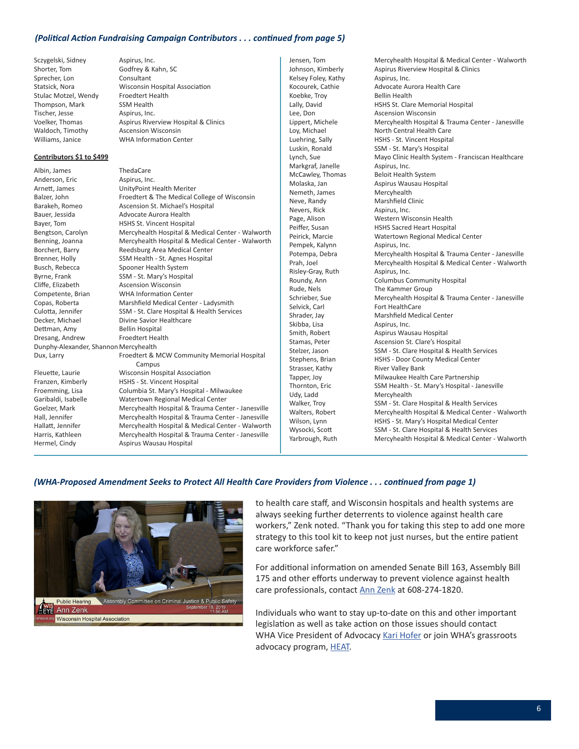*(Political Action Fundraising Campaign Contributors . . . continued from page 5)*

| | |
|---|---|
| Sczygelski, Sidney | Aspirus, Inc. |
| Shorter, Tom | Godfrey & Kahn, SC |
| Sprecher, Lon | Consultant |
| Statsick, Nora | Wisconsin Hospital Association |
| Stulac Motzel, Wendy | Froedtert Health |
| Thompson, Mark | SSM Health |
| Tischer, Jesse | Aspirus, Inc. |
| Voelker, Thomas | Aspirus Riverview Hospital & Clinics |
| Waldoch, Timothy | Ascension Wisconsin |
| Williams, Janice | WHA Information Center |

**Contributors $1 to $499**

| | |
|---|---|
| Albin, James | ThedaCare |
| Anderson, Eric | Aspirus, Inc. |
| Arnett, James | UnityPoint Health Meriter |
| Balzer, John | Froedtert & The Medical College of Wisconsin |
| Barakeh, Romeo | Ascension St. Michael's Hospital |
| Bauer, Jessida | Advocate Aurora Health |
| Bayer, Tom | HSHS St. Vincent Hospital |
| Bengtson, Carolyn | Mercyhealth Hospital & Medical Center - Walworth |
| Benning, Joanna | Mercyhealth Hospital & Medical Center - Walworth |
| Borchert, Barry | Reedsburg Area Medical Center |
| Brenner, Holly | SSM Health - St. Agnes Hospital |
| Busch, Rebecca | Spooner Health System |
| Byrne, Frank | SSM - St. Mary's Hospital |
| Cliffe, Elizabeth | Ascension Wisconsin |
| Competente, Brian | WHA Information Center |
| Copas, Roberta | Marshfield Medical Center - Ladysmith |
| Culotta, Jennifer | SSM - St. Clare Hospital & Health Services |
| Decker, Michael | Divine Savior Healthcare |
| Dettman, Amy | Bellin Hospital |
| Dresang, Andrew | Froedtert Health |
| Dunphy-Alexander, Shannon | Mercyhealth |
| Dux, Larry | Froedtert & MCW Community Memorial Hospital Campus |
| Fleuette, Laurie | Wisconsin Hospital Association |
| Franzen, Kimberly | HSHS - St. Vincent Hospital |
| Froemming, Lisa | Columbia St. Mary's Hospital - Milwaukee |
| Garibaldi, Isabelle | Watertown Regional Medical Center |
| Goelzer, Mark | Mercyhealth Hospital & Trauma Center - Janesville |
| Hall, Jennifer | Mercyhealth Hospital & Trauma Center - Janesville |
| Hallatt, Jennifer | Mercyhealth Hospital & Medical Center - Walworth |
| Harris, Kathleen | Mercyhealth Hospital & Trauma Center - Janesville |
| Hermel, Cindy | Aspirus Wausau Hospital |
| Jensen, Tom | Mercyhealth Hospital & Medical Center - Walworth |
| Johnson, Kimberly | Aspirus Riverview Hospital & Clinics |
| Kelsey Foley, Kathy | Aspirus, Inc. |
| Kocourek, Cathie | Advocate Aurora Health Care |
| Koebke, Troy | Bellin Health |
| Lally, David | HSHS St. Clare Memorial Hospital |
| Lee, Don | Ascension Wisconsin |
| Lippert, Michele | Mercyhealth Hospital & Trauma Center - Janesville |
| Loy, Michael | North Central Health Care |
| Luehring, Sally | HSHS - St. Vincent Hospital |
| Luskin, Ronald | SSM - St. Mary's Hospital |
| Lynch, Sue | Mayo Clinic Health System - Franciscan Healthcare |
| Markgraf, Janelle | Aspirus, Inc. |
| McCawley, Thomas | Beloit Health System |
| Molaska, Jan | Aspirus Wausau Hospital |
| Nemeth, James | Mercyhealth |
| Neve, Randy | Marshfield Clinic |
| Nevers, Rick | Aspirus, Inc. |
| Page, Alison | Western Wisconsin Health |
| Peiffer, Susan | HSHS Sacred Heart Hospital |
| Peirick, Marcie | Watertown Regional Medical Center |
| Pempek, Kalynn | Aspirus, Inc. |
| Potempa, Debra | Mercyhealth Hospital & Trauma Center - Janesville |
| Prah, Joel | Mercyhealth Hospital & Medical Center - Walworth |
| Risley-Gray, Ruth | Aspirus, Inc. |
| Roundy, Ann | Columbus Community Hospital |
| Rude, Nels | The Kammer Group |
| Schrieber, Sue | Mercyhealth Hospital & Trauma Center - Janesville |
| Selvick, Carl | Fort HealthCare |
| Shrader, Jay | Marshfield Medical Center |
| Skibba, Lisa | Aspirus, Inc. |
| Smith, Robert | Aspirus Wausau Hospital |
| Stamas, Peter | Ascension St. Clare's Hospital |
| Stelzer, Jason | SSM - St. Clare Hospital & Health Services |
| Stephens, Brian | HSHS - Door County Medical Center |
| Strasser, Kathy | River Valley Bank |
| Tapper, Joy | Milwaukee Health Care Partnership |
| Thornton, Eric | SSM Health - St. Mary's Hospital - Janesville |
| Udy, Ladd | Mercyhealth |
| Walker, Troy | SSM - St. Clare Hospital & Health Services |
| Walters, Robert | Mercyhealth Hospital & Medical Center - Walworth |
| Wilson, Lynn | HSHS - St. Mary's Hospital Medical Center |
| Wysocki, Scott | SSM - St. Clare Hospital & Health Services |
| Yarbrough, Ruth | Mercyhealth Hospital & Medical Center - Walworth |

*(WHA-Proposed Amendment Seeks to Protect All Health Care Providers from Violence . . . continued from page 1)*

to health care staff, and Wisconsin hospitals and health systems are always seeking further deterrents to violence against health care workers," Zenk noted. "Thank you for taking this step to add one more strategy to this tool kit to keep not just nurses, but the entire patient care workforce safer."

For additional information on amended Senate Bill 163, Assembly Bill 175 and other efforts underway to prevent violence against health care professionals, contact Ann Zenk at 608-274-1820.

Individuals who want to stay up-to-date on this and other important legislation as well as take action on those issues should contact WHA Vice President of Advocacy Kari Hofer or join WHA's grassroots advocacy program, HEAT.